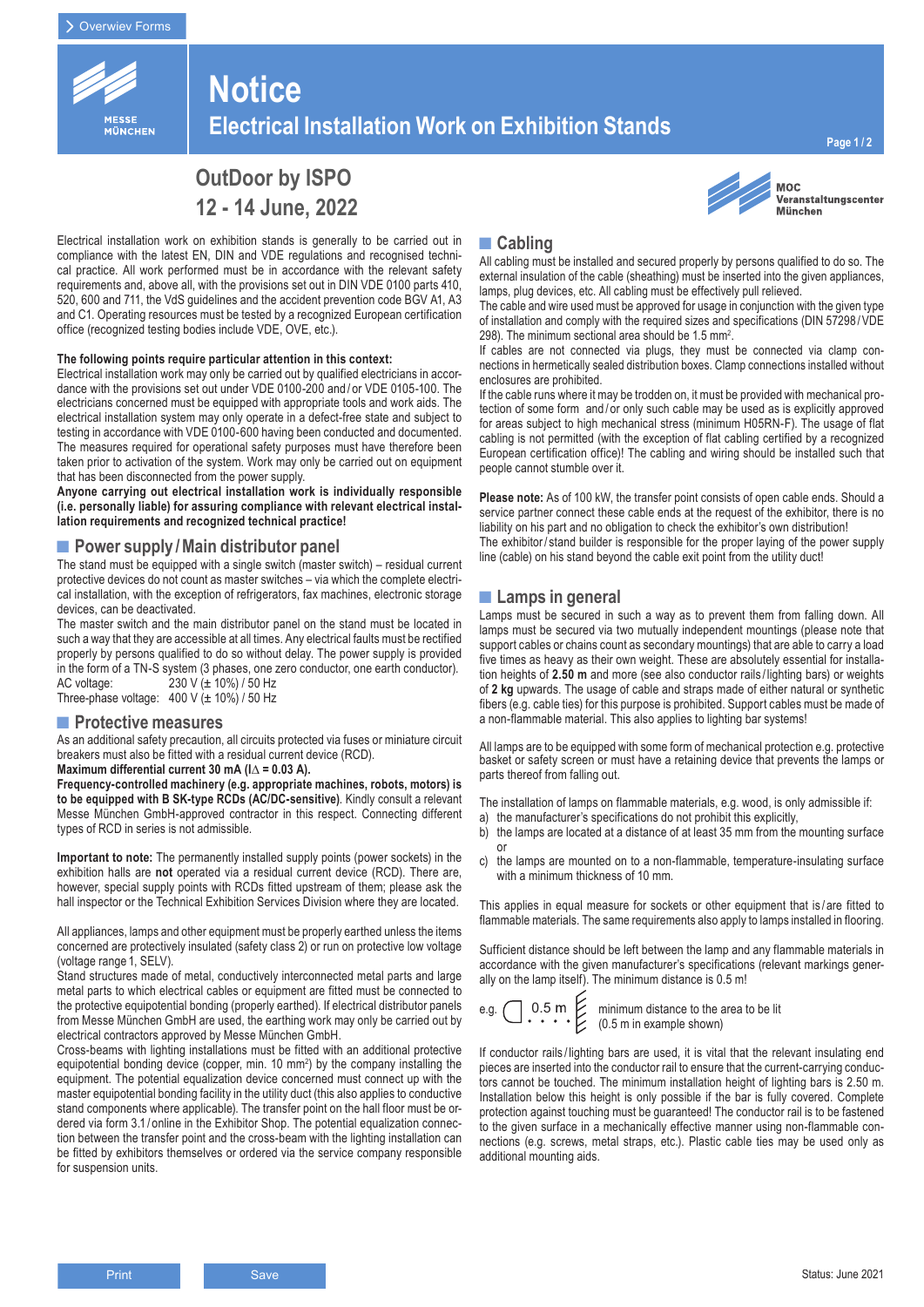# Notice

## Electrical Installation Work on Exhibition Stands

## OutDoor by ISPO

## 12 - 14 June, 2022

Electrical installation work on exhibition stands is generally to be carried out in compliance with the latest EN, DIN and VDE regulations and recognised technical practice. All work performed must be in accordance with the relevant safety requirements and, above all, with the provisions set out in DIN VDE 0100 parts 410, 520, 600 and 711, the VdS guidelines and the accident prevention code BGV A1, A3 and C1. Operating resources must be tested by a recognized European certification office (recognized testing bodies include VDE, OVE, etc.).

**The following points require particular attention in this context:**
Electrical installation work may only be carried out by qualified electricians in accordance with the provisions set out under VDE 0100-200 and / or VDE 0105-100. The electricians concerned must be equipped with appropriate tools and work aids. The electrical installation system may only operate in a defect-free state and subject to testing in accordance with VDE 0100-600 having been conducted and documented. The measures required for operational safety purposes must have therefore been taken prior to activation of the system. Work may only be carried out on equipment that has been disconnected from the power supply.
**Anyone carrying out electrical installation work is individually responsible (i.e. personally liable) for assuring compliance with relevant electrical installation requirements and recognized technical practice!**

### Power supply / Main distributor panel

The stand must be equipped with a single switch (master switch) – residual current protective devices do not count as master switches – via which the complete electrical installation, with the exception of refrigerators, fax machines, electronic storage devices, can be deactivated.
The master switch and the main distributor panel on the stand must be located in such a way that they are accessible at all times. Any electrical faults must be rectified properly by persons qualified to do so without delay. The power supply is provided in the form of a TN-S system (3 phases, one zero conductor, one earth conductor).
AC voltage: 230 V (± 10%) / 50 Hz
Three-phase voltage: 400 V (± 10%) / 50 Hz

### Protective measures

As an additional safety precaution, all circuits protected via fuses or miniature circuit breakers must also be fitted with a residual current device (RCD).
**Maximum differential current 30 mA ($I_\Delta$ = 0.03 A).**
**Frequency-controlled machinery (e.g. appropriate machines, robots, motors) is to be equipped with B SK-type RCDs (AC/DC-sensitive)**. Kindly consult a relevant Messe München GmbH-approved contractor in this respect. Connecting different types of RCD in series is not admissible.

**Important to note:** The permanently installed supply points (power sockets) in the exhibition halls are **not** operated via a residual current device (RCD). There are, however, special supply points with RCDs fitted upstream of them; please ask the hall inspector or the Technical Exhibition Services Division where they are located.

All appliances, lamps and other equipment must be properly earthed unless the items concerned are protectively insulated (safety class 2) or run on protective low voltage (voltage range 1, SELV).
Stand structures made of metal, conductively interconnected metal parts and large metal parts to which electrical cables or equipment are fitted must be connected to the protective equipotential bonding (properly earthed). If electrical distributor panels from Messe München GmbH are used, the earthing work may only be carried out by electrical contractors approved by Messe München GmbH.
Cross-beams with lighting installations must be fitted with an additional protective equipotential bonding device (copper, min. 10 mm²) by the company installing the equipment. The potential equalization device concerned must connect up with the master equipotential bonding facility in the utility duct (this also applies to conductive stand components where applicable). The transfer point on the hall floor must be ordered via form 3.1 / online in the Exhibitor Shop. The potential equalization connection between the transfer point and the cross-beam with the lighting installation can be fitted by exhibitors themselves or ordered via the service company responsible for suspension units.

### Cabling

All cabling must be installed and secured properly by persons qualified to do so. The external insulation of the cable (sheathing) must be inserted into the given appliances, lamps, plug devices, etc. All cabling must be effectively pull relieved.
The cable and wire used must be approved for usage in conjunction with the given type of installation and comply with the required sizes and specifications (DIN 57298 / VDE 298). The minimum sectional area should be 1.5 mm².
If cables are not connected via plugs, they must be connected via clamp connections in hermetically sealed distribution boxes. Clamp connections installed without enclosures are prohibited.
If the cable runs where it may be trodden on, it must be provided with mechanical protection of some form and / or only such cable may be used as is explicitly approved for areas subject to high mechanical stress (minimum H05RN-F). The usage of flat cabling is not permitted (with the exception of flat cabling certified by a recognized European certification office)! The cabling and wiring should be installed such that people cannot stumble over it.

**Please note:** As of 100 kW, the transfer point consists of open cable ends. Should a service partner connect these cable ends at the request of the exhibitor, there is no liability on his part and no obligation to check the exhibitor's own distribution!
The exhibitor / stand builder is responsible for the proper laying of the power supply line (cable) on his stand beyond the cable exit point from the utility duct!

### Lamps in general

Lamps must be secured in such a way as to prevent them from falling down. All lamps must be secured via two mutually independent mountings (please note that support cables or chains count as secondary mountings) that are able to carry a load five times as heavy as their own weight. These are absolutely essential for installation heights of **2.50 m** and more (see also conductor rails / lighting bars) or weights of **2 kg** upwards. The usage of cable and straps made of either natural or synthetic fibers (e.g. cable ties) for this purpose is prohibited. Support cables must be made of a non-flammable material. This also applies to lighting bar systems!

All lamps are to be equipped with some form of mechanical protection e.g. protective basket or safety screen or must have a retaining device that prevents the lamps or parts thereof from falling out.

The installation of lamps on flammable materials, e.g. wood, is only admissible if:

a) the manufacturer's specifications do not prohibit this explicitly,
b) the lamps are located at a distance of at least 35 mm from the mounting surface or
c) the lamps are mounted on to a non-flammable, temperature-insulating surface with a minimum thickness of 10 mm.

This applies in equal measure for sockets or other equipment that is / are fitted to flammable materials. The same requirements also apply to lamps installed in flooring.

Sufficient distance should be left between the lamp and any flammable materials in accordance with the given manufacturer's specifications (relevant markings generally on the lamp itself). The minimum distance is 0.5 m!

e.g. 0.5 m — minimum distance to the area to be lit (0.5 m in example shown)

If conductor rails / lighting bars are used, it is vital that the relevant insulating end pieces are inserted into the conductor rail to ensure that the current-carrying conductors cannot be touched. The minimum installation height of lighting bars is 2.50 m. Installation below this height is only possible if the bar is fully covered. Complete protection against touching must be guaranteed! The conductor rail is to be fastened to the given surface in a mechanically effective manner using non-flammable connections (e.g. screws, metal straps, etc.). Plastic cable ties may be used only as additional mounting aids.

Status: June 2021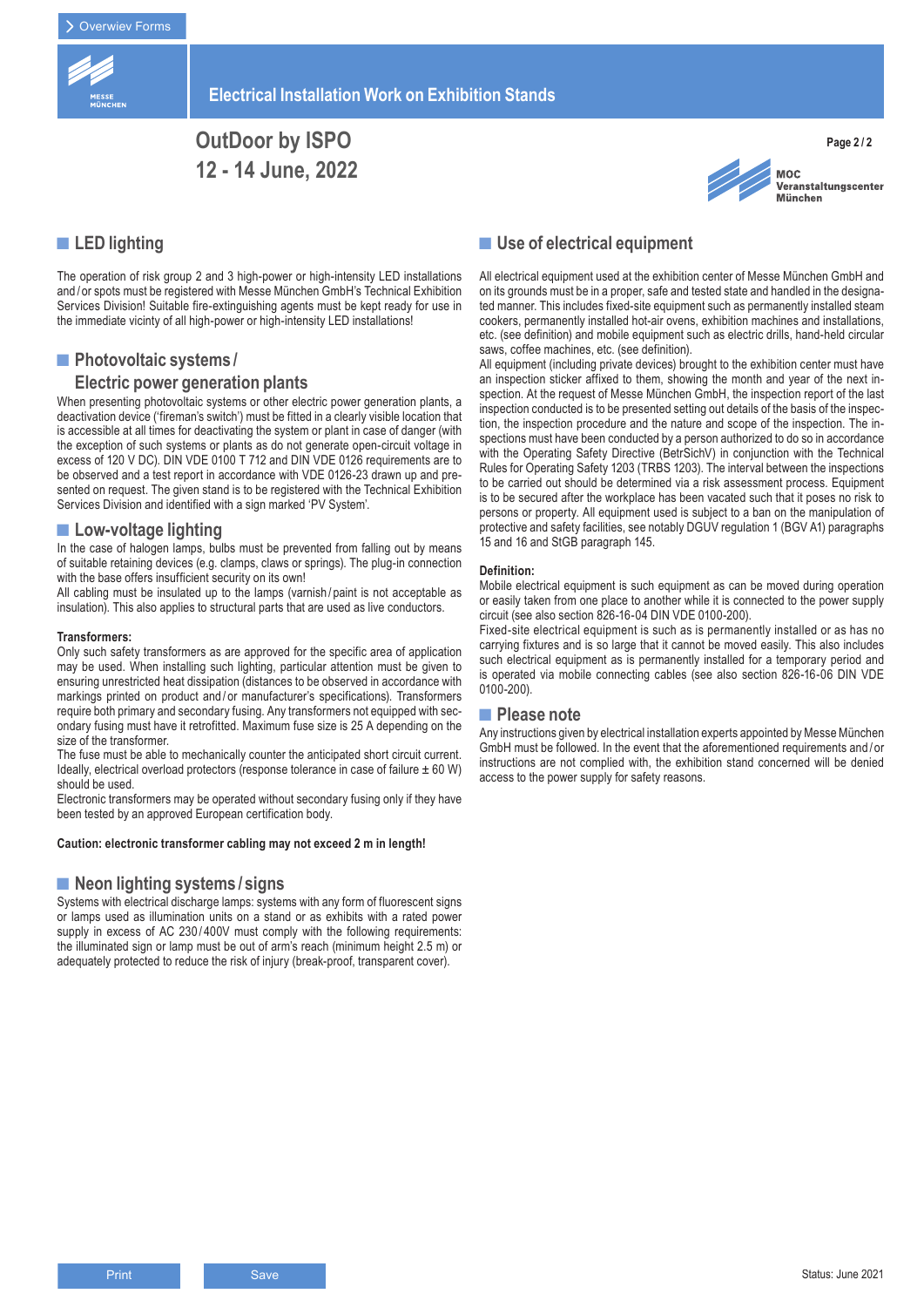# OutDoor by ISPO

# 12 - 14 June, 2022

## LED lighting

The operation of risk group 2 and 3 high-power or high-intensity LED installations and / or spots must be registered with Messe München GmbH's Technical Exhibition Services Division! Suitable fire-extinguishing agents must be kept ready for use in the immediate vicinity of all high-power or high-intensity LED installations!

## Photovoltaic systems / Electric power generation plants

When presenting photovoltaic systems or other electric power generation plants, a deactivation device ('fireman's switch') must be fitted in a clearly visible location that is accessible at all times for deactivating the system or plant in case of danger (with the exception of such systems or plants as do not generate open-circuit voltage in excess of 120 V DC). DIN VDE 0100 T 712 and DIN VDE 0126 requirements are to be observed and a test report in accordance with VDE 0126-23 drawn up and presented on request. The given stand is to be registered with the Technical Exhibition Services Division and identified with a sign marked 'PV System'.

## Low-voltage lighting

In the case of halogen lamps, bulbs must be prevented from falling out by means of suitable retaining devices (e.g. clamps, claws or springs). The plug-in connection with the base offers insufficient security on its own!

All cabling must be insulated up to the lamps (varnish / paint is not acceptable as insulation). This also applies to structural parts that are used as live conductors.

**Transformers:**

Only such safety transformers as are approved for the specific area of application may be used. When installing such lighting, particular attention must be given to ensuring unrestricted heat dissipation (distances to be observed in accordance with markings printed on product and / or manufacturer's specifications). Transformers require both primary and secondary fusing. Any transformers not equipped with secondary fusing must have it retrofitted. Maximum fuse size is 25 A depending on the size of the transformer.

The fuse must be able to mechanically counter the anticipated short circuit current. Ideally, electrical overload protectors (response tolerance in case of failure ± 60 W) should be used.

Electronic transformers may be operated without secondary fusing only if they have been tested by an approved European certification body.

**Caution: electronic transformer cabling may not exceed 2 m in length!**

## Neon lighting systems / signs

Systems with electrical discharge lamps: systems with any form of fluorescent signs or lamps used as illumination units on a stand or as exhibits with a rated power supply in excess of AC 230 / 400V must comply with the following requirements: the illuminated sign or lamp must be out of arm's reach (minimum height 2.5 m) or adequately protected to reduce the risk of injury (break-proof, transparent cover).

## Use of electrical equipment

All electrical equipment used at the exhibition center of Messe München GmbH and on its grounds must be in a proper, safe and tested state and handled in the designated manner. This includes fixed-site equipment such as permanently installed steam cookers, permanently installed hot-air ovens, exhibition machines and installations, etc. (see definition) and mobile equipment such as electric drills, hand-held circular saws, coffee machines, etc. (see definition).

All equipment (including private devices) brought to the exhibition center must have an inspection sticker affixed to them, showing the month and year of the next inspection. At the request of Messe München GmbH, the inspection report of the last inspection conducted is to be presented setting out details of the basis of the inspection, the inspection procedure and the nature and scope of the inspection. The inspections must have been conducted by a person authorized to do so in accordance with the Operating Safety Directive (BetrSichV) in conjunction with the Technical Rules for Operating Safety 1203 (TRBS 1203). The interval between the inspections to be carried out should be determined via a risk assessment process. Equipment is to be secured after the workplace has been vacated such that it poses no risk to persons or property. All equipment used is subject to a ban on the manipulation of protective and safety facilities, see notably DGUV regulation 1 (BGV A1) paragraphs 15 and 16 and StGB paragraph 145.

**Definition:**

Mobile electrical equipment is such equipment as can be moved during operation or easily taken from one place to another while it is connected to the power supply circuit (see also section 826-16-04 DIN VDE 0100-200).

Fixed-site electrical equipment is such as is permanently installed or as has no carrying fixtures and is so large that it cannot be moved easily. This also includes such electrical equipment as is permanently installed for a temporary period and is operated via mobile connecting cables (see also section 826-16-06 DIN VDE 0100-200).

## Please note

Any instructions given by electrical installation experts appointed by Messe München GmbH must be followed. In the event that the aforementioned requirements and / or instructions are not complied with, the exhibition stand concerned will be denied access to the power supply for safety reasons.

Status: June 2021